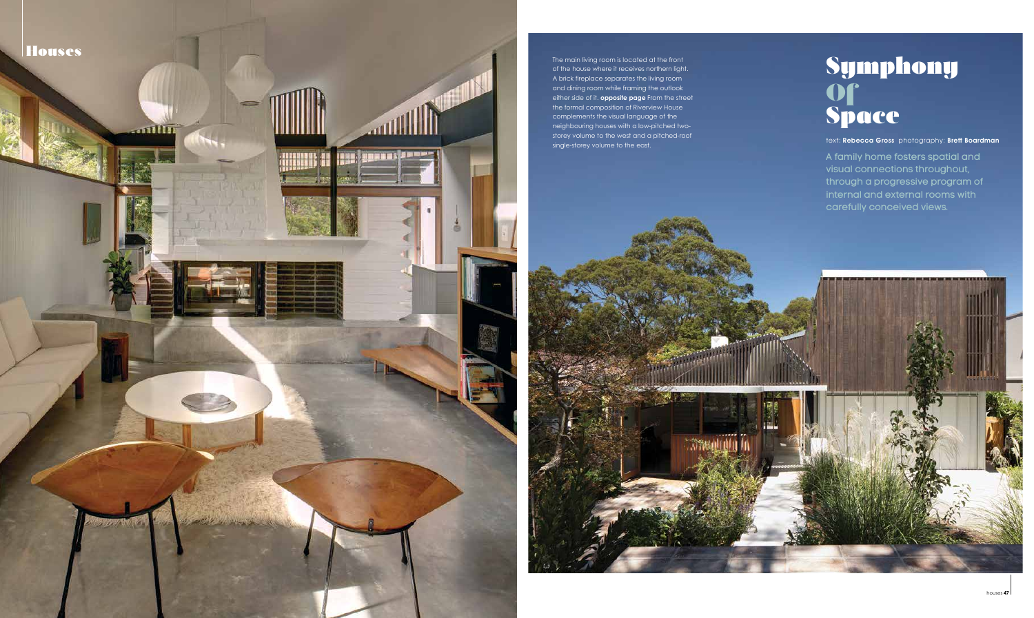# Symphony of Space

text: **Rebecca Gross** photography: **Brett Boardman**

A family home fosters spatial and visual connections throughout, through a progressive program of internal and external rooms with carefully conceived views.

The main living room is located at the front of the house where it receives northern light. A brick fireplace separates the living room and dining room while framing the outlook either side of it. **opposite page** From the street the formal composition of Riverview House complements the visual language of the neighbouring houses with a low-pitched two-storey volume to the west and a pitched-roof single-storey volume to the east.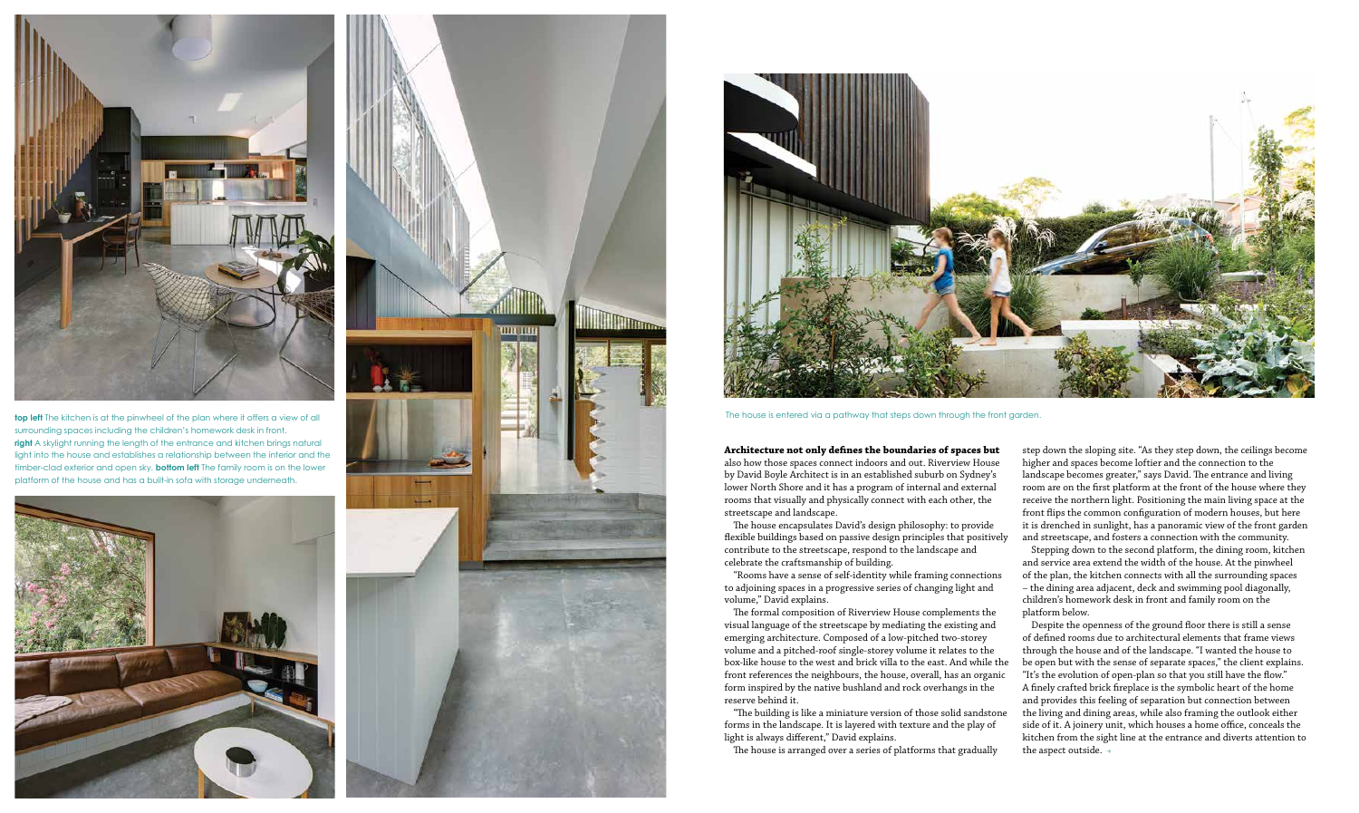**top left** The kitchen is at the pinwheel of the plan where it offers a view of all surrounding spaces including the children's homework desk in front.
**right** A skylight running the length of the entrance and kitchen brings natural light into the house and establishes a relationship between the interior and the timber-clad exterior and open sky. **bottom left** The family room is on the lower platform of the house and has a built-in sofa with storage underneath.

The house is entered via a pathway that steps down through the front garden.

**Architecture not only defines the boundaries of spaces but** also how those spaces connect indoors and out. Riverview House by David Boyle Architect is in an established suburb on Sydney's lower North Shore and it has a program of internal and external rooms that visually and physically connect with each other, the streetscape and landscape.

The house encapsulates David's design philosophy: to provide flexible buildings based on passive design principles that positively contribute to the streetscape, respond to the landscape and celebrate the craftsmanship of building.

"Rooms have a sense of self-identity while framing connections to adjoining spaces in a progressive series of changing light and volume," David explains.

The formal composition of Riverview House complements the visual language of the streetscape by mediating the existing and emerging architecture. Composed of a low-pitched two-storey volume and a pitched-roof single-storey volume it relates to the box-like house to the west and brick villa to the east. And while the front references the neighbours, the house, overall, has an organic form inspired by the native bushland and rock overhangs in the reserve behind it.

"The building is like a miniature version of those solid sandstone forms in the landscape. It is layered with texture and the play of light is always different," David explains.

The house is arranged over a series of platforms that gradually step down the sloping site. "As they step down, the ceilings become higher and spaces become loftier and the connection to the landscape becomes greater," says David. The entrance and living room are on the first platform at the front of the house where they receive the northern light. Positioning the main living space at the front flips the common configuration of modern houses, but here it is drenched in sunlight, has a panoramic view of the front garden and streetscape, and fosters a connection with the community.

Stepping down to the second platform, the dining room, kitchen and service area extend the width of the house. At the pinwheel of the plan, the kitchen connects with all the surrounding spaces – the dining area adjacent, deck and swimming pool diagonally, children's homework desk in front and family room on the platform below.

Despite the openness of the ground floor there is still a sense of defined rooms due to architectural elements that frame views through the house and of the landscape. "I wanted the house to be open but with the sense of separate spaces," the client explains. "It's the evolution of open-plan so that you still have the flow." A finely crafted brick fireplace is the symbolic heart of the home and provides this feeling of separation but connection between the living and dining areas, while also framing the outlook either side of it. A joinery unit, which houses a home office, conceals the kitchen from the sight line at the entrance and diverts attention to the aspect outside.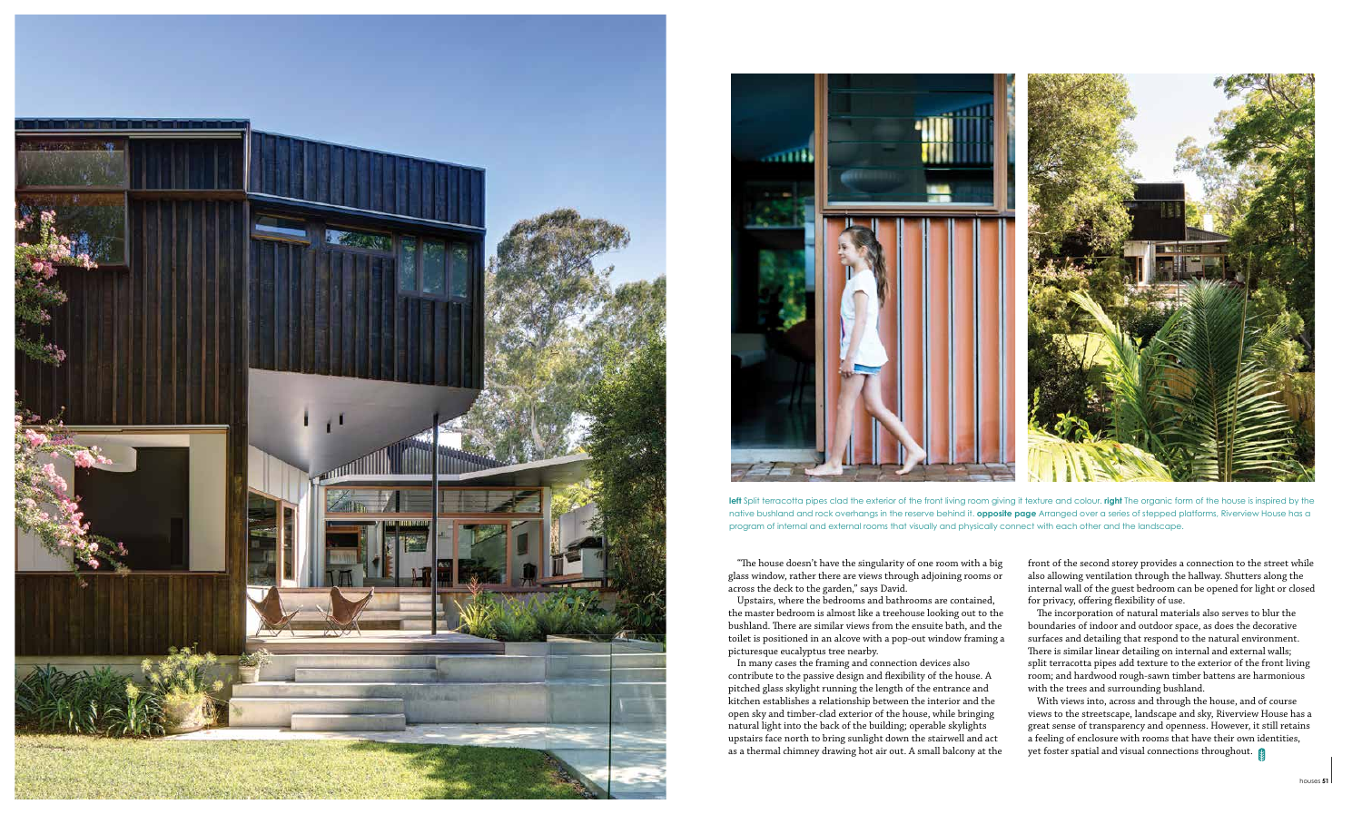**left** Split terracotta pipes clad the exterior of the front living room giving it texture and colour. **right** The organic form of the house is inspired by the native bushland and rock overhangs in the reserve behind it. **opposite page** Arranged over a series of stepped platforms, Riverview House has a program of internal and external rooms that visually and physically connect with each other and the landscape.

"The house doesn't have the singularity of one room with a big glass window, rather there are views through adjoining rooms or across the deck to the garden," says David.

Upstairs, where the bedrooms and bathrooms are contained, the master bedroom is almost like a treehouse looking out to the bushland. There are similar views from the ensuite bath, and the toilet is positioned in an alcove with a pop-out window framing a picturesque eucalyptus tree nearby.

In many cases the framing and connection devices also contribute to the passive design and flexibility of the house. A pitched glass skylight running the length of the entrance and kitchen establishes a relationship between the interior and the open sky and timber-clad exterior of the house, while bringing natural light into the back of the building; operable skylights upstairs face north to bring sunlight down the stairwell and act as a thermal chimney drawing hot air out. A small balcony at the front of the second storey provides a connection to the street while also allowing ventilation through the hallway. Shutters along the internal wall of the guest bedroom can be opened for light or closed for privacy, offering flexibility of use.

The incorporation of natural materials also serves to blur the boundaries of indoor and outdoor space, as does the decorative surfaces and detailing that respond to the natural environment. There is similar linear detailing on internal and external walls; split terracotta pipes add texture to the exterior of the front living room; and hardwood rough-sawn timber battens are harmonious with the trees and surrounding bushland.

With views into, across and through the house, and of course views to the streetscape, landscape and sky, Riverview House has a great sense of transparency and openness. However, it still retains a feeling of enclosure with rooms that have their own identities, yet foster spatial and visual connections throughout.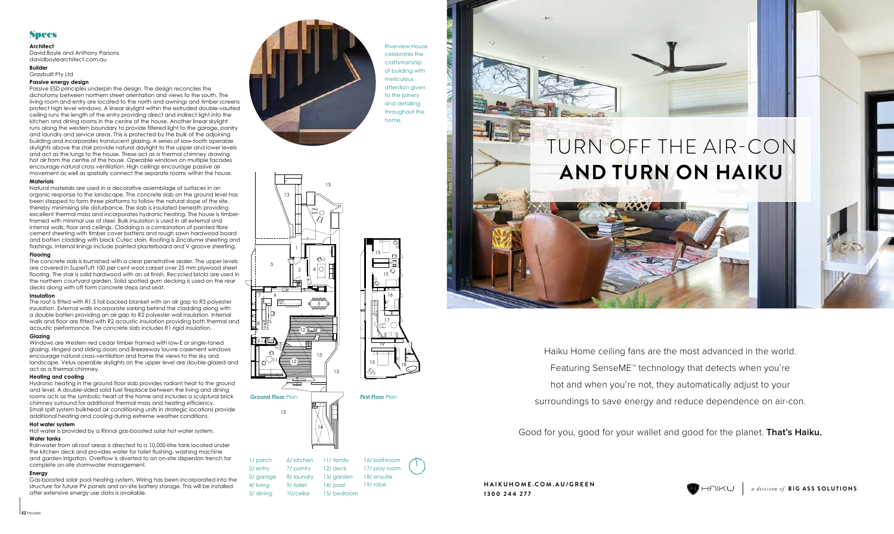## Specs

**Architect**
David Boyle and Anthony Parsons
davidboylearchitect.com.au

**Builder**
Graybuilt Pty Ltd

**Passive energy design**
Passive ESD principles underpin the design. The design reconciles the dichotomy between northern street orientation and views to the south. The living room and entry are located to the north and awnings and timber screens protect high level windows. A linear skylight within the extruded double-vaulted ceiling runs the length of the entry providing direct and indirect light into the kitchen and dining rooms in the centre of the house. Another linear skylight runs along the western boundary to provide filtered light to the garage, pantry and laundry and service areas. This is protected by the bulk of the adjoining building and incorporates translucent glazing. A series of saw-tooth operable skylights above the stair provide natural daylight to the upper and lower levels and act as the lungs to the house. These act as a thermal chimney drawing hot air from the centre of the house. Operable windows on multiple facades encourage natural cross ventilation. High ceilings encourage passive air movement as well as spatially connect the separate rooms within the house.

**Materials**
Natural materials are used in a decorative assemblage of surfaces in an organic response to the landscape. The concrete slab on the ground level has been stepped to form three platforms to follow the natural slope of the site, thereby minimising site disturbance. The slab is insulated beneath providing excellent thermal mass and incorporates hydronic heating. The house is timber-framed with minimal use of steel. Bulk insulation is used in all external and internal walls, floor and ceilings. Cladding is a combination of painted fibre cement sheeting with timber cover battens and rough sawn hardwood board and batten cladding with black Cutec stain. Roofing is Zincalume sheeting and flashings. Internal linings include painted plasterboard and V-groove sheeting.

**Flooring**
The concrete slab is burnished with a clear penetrative sealer. The upper levels are covered in SuperTuft 100 per cent wool carpet over 25 mm plywood sheet flooring. The stair is solid hardwood with an oil finish. Recycled bricks are used in the northern courtyard garden. Solid spotted gum decking is used on the rear decks along with off form concrete steps and seat.

**Insulation**
The roof is fitted with R1.5 foil backed blanket with an air gap to R3 polyester insulation. External walls incorporate sarking behind the cladding along with a double batten providing an air gap to R2 polyester wall insulation. Internal walls and floor are fitted with R2 acoustic insulation providing both thermal and acoustic performance. The concrete slab includes R1 rigid insulation.

**Glazing**
Windows are Western red cedar timber framed with low-E or single-toned glazing. Hinged and sliding doors and Breezeway louvre casement windows encourage natural cross-ventilation and frame the views to the sky and landscape. Velux operable skylights on the upper level are double-glazed and act as a thermal chimney.

**Heating and cooling**
Hydronic heating in the ground floor slab provides radiant heat to the ground and level. A double-sided solid fuel fireplace between the living and dining rooms acts as the symbolic heart of the home and includes a sculptural brick chimney surround for additional thermal mass and heating efficiency. Small split system bulkhead air conditioning units in strategic locations provide additional heating and cooling during extreme weather conditions.

**Hot water system**
Hot water is provided by a Rinnai gas-boosted solar hot water system.

**Water tanks**
Rainwater from all roof areas is directed to a 10,000-litre tank located under the kitchen deck and provides water for toilet flushing, washing machine and garden irrigation. Overflow is diverted to an on-site dispersion trench for complete on-site stormwater management.

**Energy**
Gas-boosted solar pool heating system. Wiring has been incorporated into the structure for future PV panels and on-site battery storage. This will be installed after extensive energy use data is available.

Riverview House celebrates the craftsmanship of building with meticulous attention given to the joinery and detailing throughout the home.

**Ground Floor** Plan

**First Floor** Plan

1/ porch
2/ entry
3/ garage
4/ living
5/ dining
6/ kitchen
7/ pantry
8/ laundry
9/ toilet
10/cellar
11/ family
12/ deck
13/ garden
14/ pool
15/ bedroom
16/ bathroom
17/ play room
18/ ensuite
19/ robe

# TURN OFF THE AIR-CON **AND TURN ON HAIKU**

Haiku Home ceiling fans are the most advanced in the world. Featuring SenseME™ technology that detects when you're hot and when you're not, they automatically adjust to your surroundings to save energy and reduce dependence on air-con.

Good for you, good for your wallet and good for the planet. **That's Haiku.**

**HAIKUHOME.COM.AU/GREEN**
**1300 244 277**

HAIKU | *a division of* **BIG ASS SOLUTIONS**